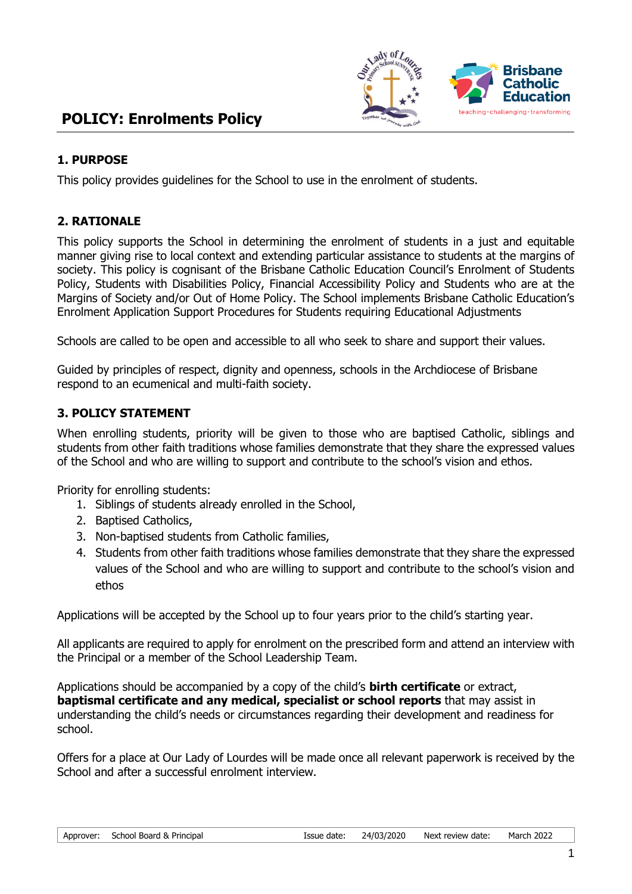# POLICY: Enrolments Policy

## 1. PURPOSE

This policy provides guidelines for the School to use in the enrolment of students.

## 2. RATIONALE

This policy supports the School in determining the enrolment of students in a just and equitable manner giving rise to local context and extending particular assistance to students at the margins of society. This policy is cognisant of the Brisbane Catholic Education Council's Enrolment of Students Policy, Students with Disabilities Policy, Financial Accessibility Policy and Students who are at the Margins of Society and/or Out of Home Policy. The School implements Brisbane Catholic Education's Enrolment Application Support Procedures for Students requiring Educational Adjustments

Schools are called to be open and accessible to all who seek to share and support their values.

Guided by principles of respect, dignity and openness, schools in the Archdiocese of Brisbane respond to an ecumenical and multi-faith society.

## 3. POLICY STATEMENT

When enrolling students, priority will be given to those who are baptised Catholic, siblings and students from other faith traditions whose families demonstrate that they share the expressed values of the School and who are willing to support and contribute to the school's vision and ethos.

Priority for enrolling students:

1. Siblings of students already enrolled in the School,
2. Baptised Catholics,
3. Non-baptised students from Catholic families,
4. Students from other faith traditions whose families demonstrate that they share the expressed values of the School and who are willing to support and contribute to the school's vision and ethos

Applications will be accepted by the School up to four years prior to the child's starting year.

All applicants are required to apply for enrolment on the prescribed form and attend an interview with the Principal or a member of the School Leadership Team.

Applications should be accompanied by a copy of the child's **birth certificate** or extract, **baptismal certificate and any medical, specialist or school reports** that may assist in understanding the child's needs or circumstances regarding their development and readiness for school.

Offers for a place at Our Lady of Lourdes will be made once all relevant paperwork is received by the School and after a successful enrolment interview.

| Approver: | School Board & Principal | Issue date: | 24/03/2020 | Next review date: | March 2022 |
|---|---|---|---|---|---|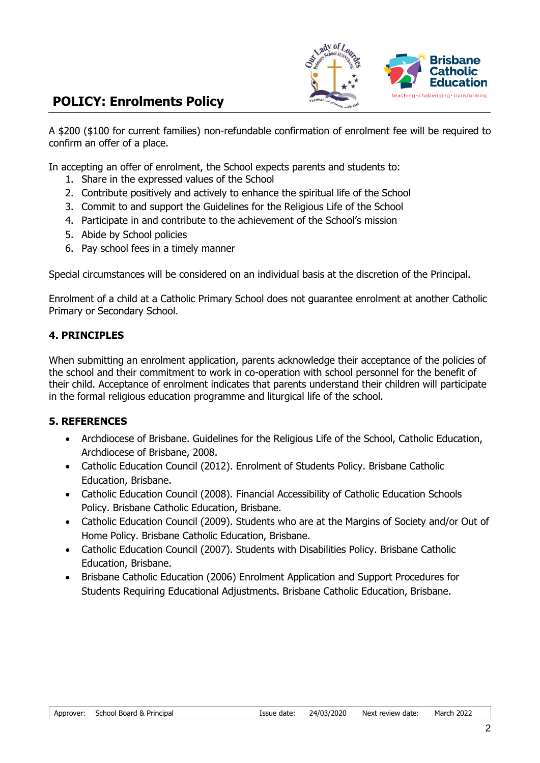A $200 ($100 for current families) non-refundable confirmation of enrolment fee will be required to confirm an offer of a place.

In accepting an offer of enrolment, the School expects parents and students to:

1. Share in the expressed values of the School
2. Contribute positively and actively to enhance the spiritual life of the School
3. Commit to and support the Guidelines for the Religious Life of the School
4. Participate in and contribute to the achievement of the School's mission
5. Abide by School policies
6. Pay school fees in a timely manner

Special circumstances will be considered on an individual basis at the discretion of the Principal.

Enrolment of a child at a Catholic Primary School does not guarantee enrolment at another Catholic Primary or Secondary School.

## 4. PRINCIPLES

When submitting an enrolment application, parents acknowledge their acceptance of the policies of the school and their commitment to work in co-operation with school personnel for the benefit of their child. Acceptance of enrolment indicates that parents understand their children will participate in the formal religious education programme and liturgical life of the school.

## 5. REFERENCES

- Archdiocese of Brisbane. Guidelines for the Religious Life of the School, Catholic Education, Archdiocese of Brisbane, 2008.
- Catholic Education Council (2012). Enrolment of Students Policy. Brisbane Catholic Education, Brisbane.
- Catholic Education Council (2008). Financial Accessibility of Catholic Education Schools Policy. Brisbane Catholic Education, Brisbane.
- Catholic Education Council (2009). Students who are at the Margins of Society and/or Out of Home Policy. Brisbane Catholic Education, Brisbane.
- Catholic Education Council (2007). Students with Disabilities Policy. Brisbane Catholic Education, Brisbane.
- Brisbane Catholic Education (2006) Enrolment Application and Support Procedures for Students Requiring Educational Adjustments. Brisbane Catholic Education, Brisbane.